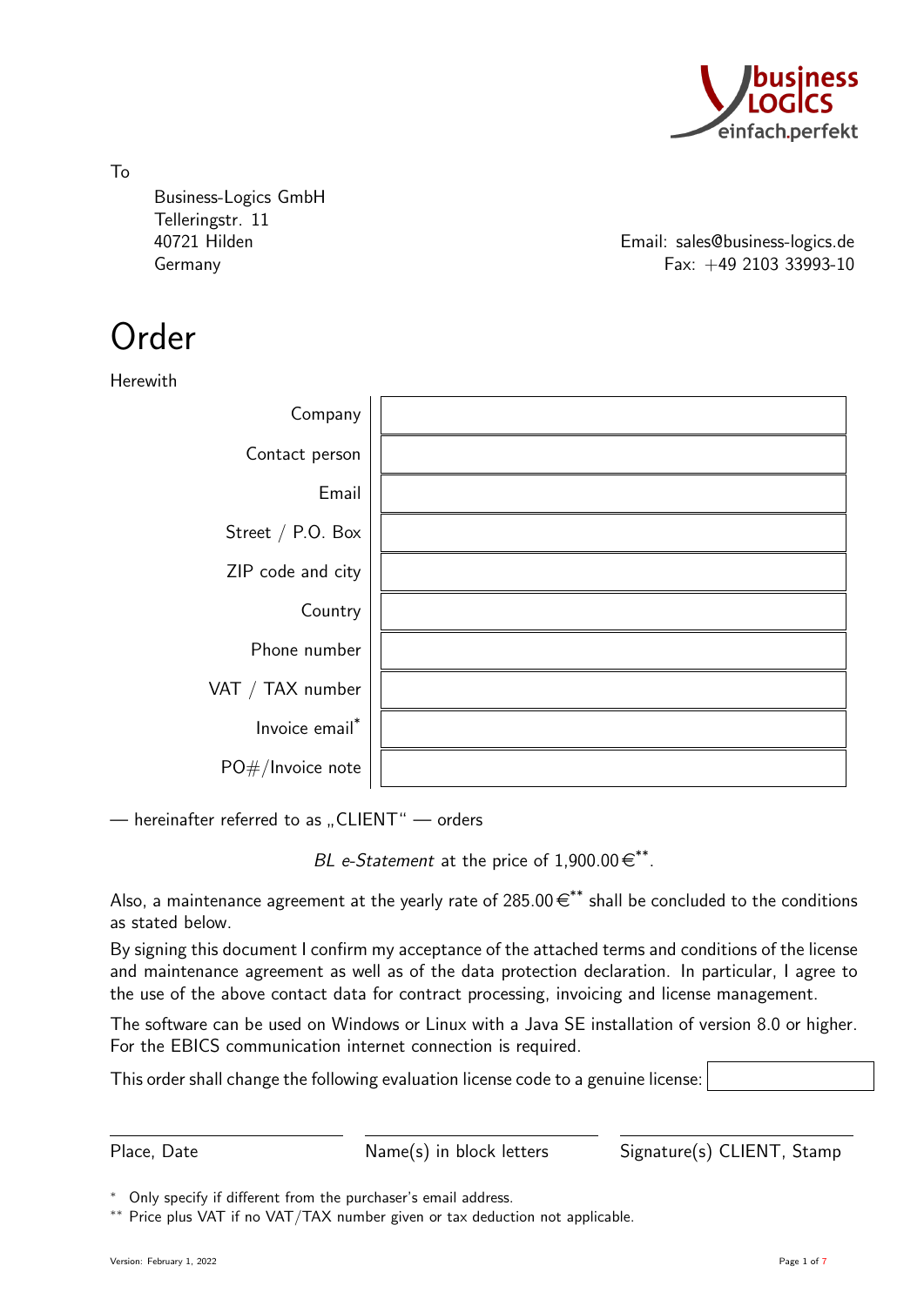To

Business-Logics GmbH
Telleringstr. 11
40721 Hilden
Germany

Email: sales@business-logics.de
Fax: +49 2103 33993-10

# Order

Herewith

| | |
|---|---|
| Company | |
| Contact person | |
| Email | |
| Street / P.O. Box | |
| ZIP code and city | |
| Country | |
| Phone number | |
| VAT / TAX number | |
| Invoice email* | |
| PO#/Invoice note | |

— hereinafter referred to as „CLIENT“ — orders

*BL e-Statement* at the price of 1,900.00 €**.

Also, a maintenance agreement at the yearly rate of 285.00 €** shall be concluded to the conditions as stated below.

By signing this document I confirm my acceptance of the attached terms and conditions of the license and maintenance agreement as well as of the data protection declaration. In particular, I agree to the use of the above contact data for contract processing, invoicing and license management.

The software can be used on Windows or Linux with a Java SE installation of version 8.0 or higher. For the EBICS communication internet connection is required.

This order shall change the following evaluation license code to a genuine license: ____________

| Place, Date | Name(s) in block letters | Signature(s) CLIENT, Stamp |
|---|---|---|

\* Only specify if different from the purchaser's email address.

\*\* Price plus VAT if no VAT/TAX number given or tax deduction not applicable.

Version: February 1, 2022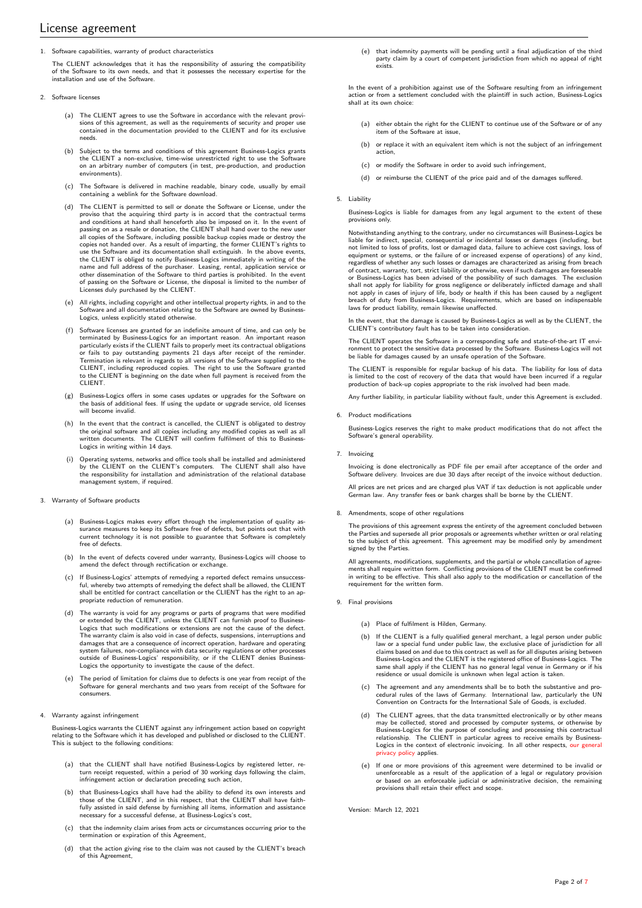# License agreement

1. Software capabilities, warranty of product characteristics

   The CLIENT acknowledges that it has the responsibility of assuring the compatibility of the Software to its own needs, and that it possesses the necessary expertise for the installation and use of the Software.

2. Software licenses

   (a) The CLIENT agrees to use the Software in accordance with the relevant provisions of this agreement, as well as the requirements of security and proper use contained in the documentation provided to the CLIENT and for its exclusive needs.

   (b) Subject to the terms and conditions of this agreement Business-Logics grants the CLIENT a non-exclusive, time-wise unrestricted right to use the Software on an arbitrary number of computers (in test, pre-production, and production environments).

   (c) The Software is delivered in machine readable, binary code, usually by email containing a weblink for the Software download.

   (d) The CLIENT is permitted to sell or donate the Software or License, under the proviso that the acquiring third party is in accord that the contractual terms and conditions at hand shall henceforth also be imposed on it. In the event of passing on as a resale or donation, the CLIENT shall hand over to the new user all copies of the Software, including possible backup copies made or destroy the copies not handed over. As a result of imparting, the former CLIENT's rights to use the Software and its documentation shall extinguish. In the above events, the CLIENT is obliged to notify Business-Logics immediately in writing of the name and full address of the purchaser. Leasing, rental, application service or other dissemination of the Software to third parties is prohibited. In the event of passing on the Software or License, the disposal is limited to the number of Licenses duly purchased by the CLIENT.

   (e) All rights, including copyright and other intellectual property rights, in and to the Software and all documentation relating to the Software are owned by Business-Logics, unless explicitly stated otherwise.

   (f) Software licenses are granted for an indefinite amount of time, and can only be terminated by Business-Logics for an important reason. An important reason particularly exists if the CLIENT fails to properly meet its contractual obligations or fails to pay outstanding payments 21 days after receipt of the reminder. Termination is relevant in regards to all versions of the Software supplied to the CLIENT, including reproduced copies. The right to use the Software granted to the CLIENT is beginning on the date when full payment is received from the CLIENT.

   (g) Business-Logics offers in some cases updates or upgrades for the Software on the basis of additional fees. If using the update or upgrade service, old licenses will become invalid.

   (h) In the event that the contract is cancelled, the CLIENT is obligated to destroy the original software and all copies including any modified copies as well as all written documents. The CLIENT will confirm fulfilment of this to Business-Logics in writing within 14 days.

   (i) Operating systems, networks and office tools shall be installed and administered by the CLIENT on the CLIENT's computers. The CLIENT shall also have the responsibility for installation and administration of the relational database management system, if required.

3. Warranty of Software products

   (a) Business-Logics makes every effort through the implementation of quality assurance measures to keep its Software free of defects, but points out that with current technology it is not possible to guarantee that Software is completely free of defects.

   (b) In the event of defects covered under warranty, Business-Logics will choose to amend the defect through rectification or exchange.

   (c) If Business-Logics' attempts of remedying a reported defect remains unsuccessful, whereby two attempts of remedying the defect shall be allowed, the CLIENT shall be entitled for contract cancellation or the CLIENT has the right to an appropriate reduction of remuneration.

   (d) The warranty is void for any programs or parts of programs that were modified or extended by the CLIENT, unless the CLIENT can furnish proof to Business-Logics that such modifications or extensions are not the cause of the defect. The warranty claim is also void in case of defects, suspensions, interruptions and damages that are a consequence of incorrect operation, hardware and operating system failures, non-compliance with data security regulations or other processes outside of Business-Logics' responsibility, or if the CLIENT denies Business-Logics the opportunity to investigate the cause of the defect.

   (e) The period of limitation for claims due to defects is one year from receipt of the Software for general merchants and two years from receipt of the Software for consumers.

4. Warranty against infringement

   Business-Logics warrants the CLIENT against any infringement action based on copyright relating to the Software which it has developed and published or disclosed to the CLIENT. This is subject to the following conditions:

   (a) that the CLIENT shall have notified Business-Logics by registered letter, return receipt requested, within a period of 30 working days following the claim, infringement action or declaration preceding such action,

   (b) that Business-Logics shall have had the ability to defend its own interests and those of the CLIENT, and in this respect, that the CLIENT shall have faithfully assisted in said defense by furnishing all items, information and assistance necessary for a successful defense, at Business-Logics's cost,

   (c) that the indemnity claim arises from acts or circumstances occurring prior to the termination or expiration of this Agreement,

   (d) that the action giving rise to the claim was not caused by the CLIENT's breach of this Agreement,

   (e) that indemnity payments will be pending until a final adjudication of the third party claim by a court of competent jurisdiction from which no appeal of right exists.

   In the event of a prohibition against use of the Software resulting from an infringement action or from a settlement concluded with the plaintiff in such action, Business-Logics shall at its own choice:

   (a) either obtain the right for the CLIENT to continue use of the Software or of any item of the Software at issue,

   (b) or replace it with an equivalent item which is not the subject of an infringement action,

   (c) or modify the Software in order to avoid such infringement,

   (d) or reimburse the CLIENT of the price paid and of the damages suffered.

5. Liability

   Business-Logics is liable for damages from any legal argument to the extent of these provisions only.

   Notwithstanding anything to the contrary, under no circumstances will Business-Logics be liable for indirect, special, consequential or incidental losses or damages (including, but not limited to loss of profits, lost or damaged data, failure to achieve cost savings, loss of equipment or systems, or the failure of or increased expense of operations) of any kind, regardless of whether any such losses or damages are characterized as arising from breach of contract, warranty, tort, strict liability or otherwise, even if such damages are foreseeable or Business-Logics has been advised of the possibility of such damages. The exclusion shall not apply for liability for gross negligence or deliberately inflicted damage and shall not apply in cases of injury of life, body or health if this has been caused by a negligent breach of duty from Business-Logics. Requirements, which are based on indispensable laws for product liability, remain likewise unaffected.

   In the event, that the damage is caused by Business-Logics as well as by the CLIENT, the CLIENT's contributory fault has to be taken into consideration.

   The CLIENT operates the Software in a corresponding safe and state-of-the-art IT environment to protect the sensitive data processed by the Software. Business-Logics will not be liable for damages caused by an unsafe operation of the Software.

   The CLIENT is responsible for regular backup of his data. The liability for loss of data is limited to the cost of recovery of the data that would have been incurred if a regular production of back-up copies appropriate to the risk involved had been made.

   Any further liability, in particular liability without fault, under this Agreement is excluded.

6. Product modifications

   Business-Logics reserves the right to make product modifications that do not affect the Software's general operability.

7. Invoicing

   Invoicing is done electronically as PDF file per email after acceptance of the order and Software delivery. Invoices are due 30 days after receipt of the invoice without deduction.

   All prices are net prices and are charged plus VAT if tax deduction is not applicable under German law. Any transfer fees or bank charges shall be borne by the CLIENT.

8. Amendments, scope of other regulations

   The provisions of this agreement express the entirety of the agreement concluded between the Parties and supersede all prior proposals or agreements whether written or oral relating to the subject of this agreement. This agreement may be modified only by amendment signed by the Parties.

   All agreements, modifications, supplements, and the partial or whole cancellation of agreements shall require written form. Conflicting provisions of the CLIENT must be confirmed in writing to be effective. This shall also apply to the modification or cancellation of the requirement for the written form.

9. Final provisions

   (a) Place of fulfilment is Hilden, Germany.

   (b) If the CLIENT is a fully qualified general merchant, a legal person under public law or a special fund under public law, the exclusive place of jurisdiction for all claims based on and due to this contract as well as for all disputes arising between Business-Logics and the CLIENT is the registered office of Business-Logics. The same shall apply if the CLIENT has no general legal venue in Germany or if his residence or usual domicile is unknown when legal action is taken.

   (c) The agreement and any amendments shall be to both the substantive and procedural rules of the laws of Germany. International law, particularly the UN Convention on Contracts for the International Sale of Goods, is excluded.

   (d) The CLIENT agrees, that the data transmitted electronically or by other means may be collected, stored and processed by computer systems, or otherwise by Business-Logics for the purpose of concluding and processing this contractual relationship. The CLIENT in particular agrees to receive emails by Business-Logics in the context of electronic invoicing. In all other respects, our general privacy policy applies.

   (e) If one or more provisions of this agreement were determined to be invalid or unenforceable as a result of the application of a legal or regulatory provision or based on an enforceable judicial or administrative decision, the remaining provisions shall retain their effect and scope.

Version: March 12, 2021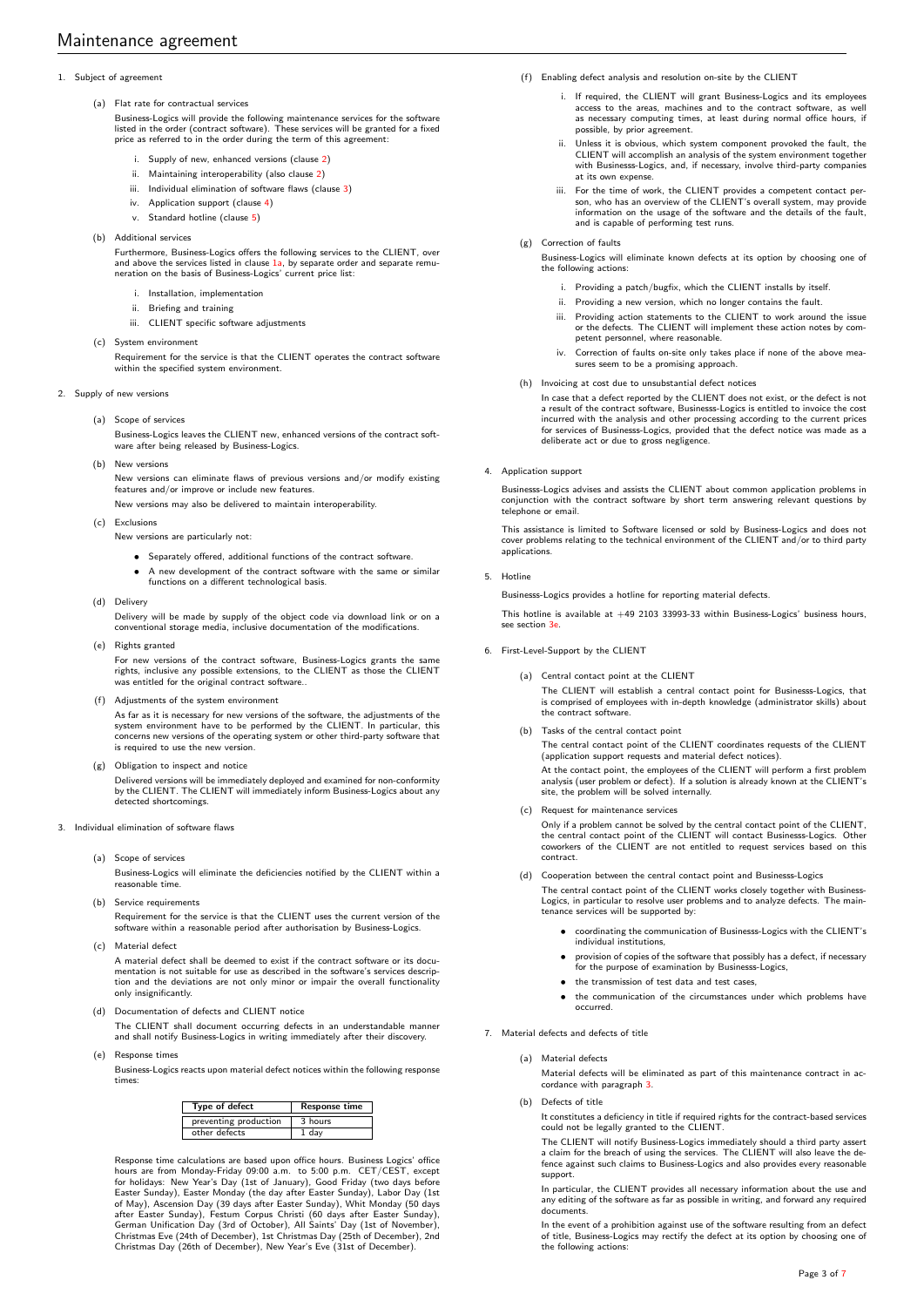# Maintenance agreement

1. Subject of agreement

   (a) Flat rate for contractual services

   Business-Logics will provide the following maintenance services for the software listed in the order (contract software). These services will be granted for a fixed price as referred to in the order during the term of this agreement:

   i. Supply of new, enhanced versions (clause 2)
   ii. Maintaining interoperability (also clause 2)
   iii. Individual elimination of software flaws (clause 3)
   iv. Application support (clause 4)
   v. Standard hotline (clause 5)

   (b) Additional services

   Furthermore, Business-Logics offers the following services to the CLIENT, over and above the services listed in clause 1a, by separate order and separate remuneration on the basis of Business-Logics' current price list:

   i. Installation, implementation
   ii. Briefing and training
   iii. CLIENT specific software adjustments

   (c) System environment

   Requirement for the service is that the CLIENT operates the contract software within the specified system environment.

2. Supply of new versions

   (a) Scope of services

   Business-Logics leaves the CLIENT new, enhanced versions of the contract software after being released by Business-Logics.

   (b) New versions

   New versions can eliminate flaws of previous versions and/or modify existing features and/or improve or include new features.

   New versions may also be delivered to maintain interoperability.

   (c) Exclusions

   New versions are particularly not:

   - Separately offered, additional functions of the contract software.
   - A new development of the contract software with the same or similar functions on a different technological basis.

   (d) Delivery

   Delivery will be made by supply of the object code via download link or on a conventional storage media, inclusive documentation of the modifications.

   (e) Rights granted

   For new versions of the contract software, Business-Logics grants the same rights, inclusive any possible extensions, to the CLIENT as those the CLIENT was entitled for the original contract software..

   (f) Adjustments of the system environment

   As far as it is necessary for new versions of the software, the adjustments of the system environment have to be performed by the CLIENT. In particular, this concerns new versions of the operating system or other third-party software that is required to use the new version.

   (g) Obligation to inspect and notice

   Delivered versions will be immediately deployed and examined for non-conformity by the CLIENT. The CLIENT will immediately inform Business-Logics about any detected shortcomings.

3. Individual elimination of software flaws

   (a) Scope of services

   Business-Logics will eliminate the deficiencies notified by the CLIENT within a reasonable time.

   (b) Service requirements

   Requirement for the service is that the CLIENT uses the current version of the software within a reasonable period after authorisation by Business-Logics.

   (c) Material defect

   A material defect shall be deemed to exist if the contract software or its documentation is not suitable for use as described in the software's services description and the deviations are not only minor or impair the overall functionality only insignificantly.

   (d) Documentation of defects and CLIENT notice

   The CLIENT shall document occurring defects in an understandable manner and shall notify Business-Logics in writing immediately after their discovery.

   (e) Response times

   Business-Logics reacts upon material defect notices within the following response times:

   | Type of defect | Response time |
   |---|---|
   | preventing production | 3 hours |
   | other defects | 1 day |

   Response time calculations are based upon office hours. Business Logics' office hours are from Monday-Friday 09:00 a.m. to 5:00 p.m. CET/CEST, except for holidays: New Year's Day (1st of January), Good Friday (two days before Easter Sunday), Easter Monday (the day after Easter Sunday), Labor Day (1st of May), Ascension Day (39 days after Easter Sunday), Whit Monday (50 days after Easter Sunday), Festum Corpus Christi (60 days after Easter Sunday), German Unification Day (3rd of October), All Saints' Day (1st of November), Christmas Eve (24th of December), 1st Christmas Day (25th of December), 2nd Christmas Day (26th of December), New Year's Eve (31st of December).

   (f) Enabling defect analysis and resolution on-site by the CLIENT

   i. If required, the CLIENT will grant Business-Logics and its employees access to the areas, machines and to the contract software, as well as necessary computing times, at least during normal office hours, if possible, by prior agreement.
   ii. Unless it is obvious, which system component provoked the fault, the CLIENT will accomplish an analysis of the system environment together with Businesss-Logics, and, if necessary, involve third-party companies at its own expense.
   iii. For the time of work, the CLIENT provides a competent contact person, who has an overview of the CLIENT's overall system, may provide information on the usage of the software and the details of the fault, and is capable of performing test runs.

   (g) Correction of faults

   Business-Logics will eliminate known defects at its option by choosing one of the following actions:

   i. Providing a patch/bugfix, which the CLIENT installs by itself.
   ii. Providing a new version, which no longer contains the fault.
   iii. Providing action statements to the CLIENT to work around the issue or the defects. The CLIENT will implement these action notes by competent personnel, where reasonable.
   iv. Correction of faults on-site only takes place if none of the above measures seem to be a promising approach.

   (h) Invoicing at cost due to unsubstantial defect notices

   In case that a defect reported by the CLIENT does not exist, or the defect is not a result of the contract software, Businesss-Logics is entitled to invoice the cost incurred with the analysis and other processing according to the current prices for services of Business-Logics, provided that the defect notice was made as a deliberate act or due to gross negligence.

4. Application support

   Businesss-Logics advises and assists the CLIENT about common application problems in conjunction with the contract software by short term answering relevant questions by telephone or email.

   This assistance is limited to Software licensed or sold by Business-Logics and does not cover problems relating to the technical environment of the CLIENT and/or to third party applications.

5. Hotline

   Businesss-Logics provides a hotline for reporting material defects.

   This hotline is available at +49 2103 33993-33 within Business-Logics' business hours, see section 3e.

6. First-Level-Support by the CLIENT

   (a) Central contact point at the CLIENT

   The CLIENT will establish a central contact point for Businesss-Logics, that is comprised of employees with in-depth knowledge (administrator skills) about the contract software.

   (b) Tasks of the central contact point

   The central contact point of the CLIENT coordinates requests of the CLIENT (application support requests and material defect notices).

   At the contact point, the employees of the CLIENT will perform a first problem analysis (user problem or defect). If a solution is already known at the CLIENT's site, the problem will be solved internally.

   (c) Request for maintenance services

   Only if a problem cannot be solved by the central contact point of the CLIENT, the central contact point of the CLIENT will contact Businesss-Logics. Other coworkers of the CLIENT are not entitled to request services based on this contract.

   (d) Cooperation between the central contact point and Businesss-Logics

   The central contact point of the CLIENT works closely together with Business-Logics, in particular to resolve user problems and to analyze defects. The maintenance services will be supported by:

   - coordinating the communication of Businesss-Logics with the CLIENT's individual institutions,
   - provision of copies of the software that possibly has a defect, if necessary for the purpose of examination by Businesss-Logics,
   - the transmission of test data and test cases,
   - the communication of the circumstances under which problems have occurred.

7. Material defects and defects of title

   (a) Material defects

   Material defects will be eliminated as part of this maintenance contract in accordance with paragraph 3.

   (b) Defects of title

   It constitutes a deficiency in title if required rights for the contract-based services could not be legally granted to the CLIENT.

   The CLIENT will notify Business-Logics immediately should a third party assert a claim for the breach of using the services. The CLIENT will also leave the defence against such claims to Business-Logics and also provides every reasonable support.

   In particular, the CLIENT provides all necessary information about the use and any editing of the software as far as possible in writing, and forward any required documents.

   In the event of a prohibition against use of the software resulting from an defect of title, Business-Logics may rectify the defect at its option by choosing one of the following actions: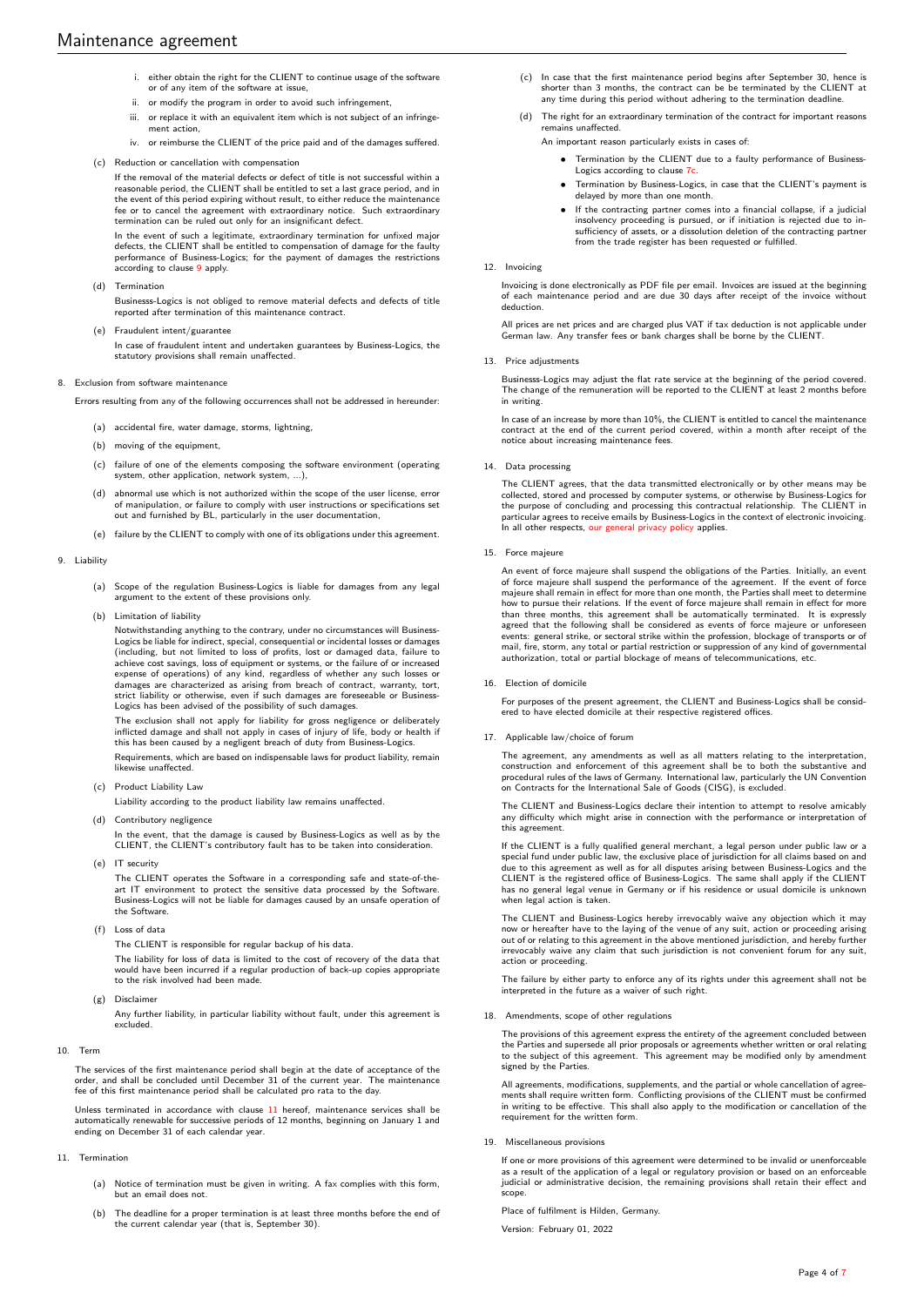i. either obtain the right for the CLIENT to continue usage of the software or of any item of the software at issue,
   ii. or modify the program in order to avoid such infringement,
   iii. or replace it with an equivalent item which is not subject of an infringement action,
   iv. or reimburse the CLIENT of the price paid and of the damages suffered.

(c) Reduction or cancellation with compensation

If the removal of the material defects or defect of title is not successful within a reasonable period, the CLIENT shall be entitled to set a last grace period, and in the event of this period expiring without result, to either reduce the maintenance fee or to cancel the agreement with extraordinary notice. Such extraordinary termination can be ruled out only for an insignificant defect.

In the event of such a legitimate, extraordinary termination for unfixed major defects, the CLIENT shall be entitled to compensation of damage for the faulty performance of Business-Logics; for the payment of damages the restrictions according to clause 9 apply.

(d) Termination

Businesss-Logics is not obliged to remove material defects and defects of title reported after termination of this maintenance contract.

(e) Fraudulent intent/guarantee

In case of fraudulent intent and undertaken guarantees by Business-Logics, the statutory provisions shall remain unaffected.

8. Exclusion from software maintenance

Errors resulting from any of the following occurrences shall not be addressed in hereunder:

(a) accidental fire, water damage, storms, lightning,

(b) moving of the equipment,

(c) failure of one of the elements composing the software environment (operating system, other application, network system, ...),

(d) abnormal use which is not authorized within the scope of the user license, error of manipulation, or failure to comply with user instructions or specifications set out and furnished by BL, particularly in the user documentation,

(e) failure by the CLIENT to comply with one of its obligations under this agreement.

9. Liability

(a) Scope of the regulation Business-Logics is liable for damages from any legal argument to the extent of these provisions only.

(b) Limitation of liability

Notwithstanding anything to the contrary, under no circumstances will Business-Logics be liable for indirect, special, consequential or incidental losses or damages (including, but not limited to loss of profits, lost or damaged data, failure to achieve cost savings, loss of equipment or systems, or the failure of or increased expense of operations) of any kind, regardless of whether any such losses or damages are characterized as arising from breach of contract, warranty, tort, strict liability or otherwise, even if such damages are foreseeable or Business-Logics has been advised of the possibility of such damages.

The exclusion shall not apply for liability for gross negligence or deliberately inflicted damage and shall not apply in cases of injury of life, body or health if this has been caused by a negligent breach of duty from Business-Logics.

Requirements, which are based on indispensable laws for product liability, remain likewise unaffected.

(c) Product Liability Law

Liability according to the product liability law remains unaffected.

(d) Contributory negligence

In the event, that the damage is caused by Business-Logics as well as by the CLIENT, the CLIENT's contributory fault has to be taken into consideration.

(e) IT security

The CLIENT operates the Software in a corresponding safe and state-of-the-art IT environment to protect the sensitive data processed by the Software. Business-Logics will not be liable for damages caused by an unsafe operation of the Software.

(f) Loss of data

The CLIENT is responsible for regular backup of his data.

The liability for loss of data is limited to the cost of recovery of the data that would have been incurred if a regular production of back-up copies appropriate to the risk involved had been made.

(g) Disclaimer

Any further liability, in particular liability without fault, under this agreement is excluded.

10. Term

The services of the first maintenance period shall begin at the date of acceptance of the order, and shall be concluded until December 31 of the current year. The maintenance fee of this first maintenance period shall be calculated pro rata to the day.

Unless terminated in accordance with clause 11 hereof, maintenance services shall be automatically renewable for successive periods of 12 months, beginning on January 1 and ending on December 31 of each calendar year.

11. Termination

(a) Notice of termination must be given in writing. A fax complies with this form, but an email does not.

(b) The deadline for a proper termination is at least three months before the end of the current calendar year (that is, September 30).

(c) In case that the first maintenance period begins after September 30, hence is shorter than 3 months, the contract can be terminated by the CLIENT at any time during this period without adhering to the termination deadline.

(d) The right for an extraordinary termination of the contract for important reasons remains unaffected.

An important reason particularly exists in cases of:

- Termination by the CLIENT due to a faulty performance of Business-Logics according to clause 7c.
- Termination by Business-Logics, in case that the CLIENT's payment is delayed by more than one month.
- If the contracting partner comes into a financial collapse, if a judicial insolvency proceeding is pursued, or if initiation is rejected due to insufficiency of assets, or a dissolution deletion of the contracting partner from the trade register has been requested or fulfilled.

12. Invoicing

Invoicing is done electronically as PDF file per email. Invoices are issued at the beginning of each maintenance period and are due 30 days after receipt of the invoice without deduction.

All prices are net prices and are charged plus VAT if tax deduction is not applicable under German law. Any transfer fees or bank charges shall be borne by the CLIENT.

13. Price adjustments

Businesss-Logics may adjust the flat rate service at the beginning of the period covered. The change of the remuneration will be reported to the CLIENT at least 2 months before in writing.

In case of an increase by more than 10%, the CLIENT is entitled to cancel the maintenance contract at the end of the current period covered, within a month after receipt of the notice about increasing maintenance fees.

14. Data processing

The CLIENT agrees, that the data transmitted electronically or by other means may be collected, stored and processed by computer systems, or otherwise by Business-Logics for the purpose of concluding and processing this contractual relationship. The CLIENT in particular agrees to receive emails by Business-Logics in the context of electronic invoicing. In all other respects, our general privacy policy applies.

15. Force majeure

An event of force majeure shall suspend the obligations of the Parties. Initially, an event of force majeure shall suspend the performance of the agreement. If the event of force majeure shall remain in effect for more than one month, the Parties shall meet to determine how to pursue their relations. If the event of force majeure shall remain in effect for more than three months, this agreement shall be automatically terminated. It is expressly agreed that the following shall be considered as events of force majeure or unforeseen events: general strike, or sectoral strike within the profession, blockage of transports or of mail, fire, storm, any total or partial restriction or suppression of any kind of governmental authorization, total or partial blockage of means of telecommunications, etc.

16. Election of domicile

For purposes of the present agreement, the CLIENT and Business-Logics shall be considered to have elected domicile at their respective registered offices.

17. Applicable law/choice of forum

The agreement, any amendments as well as all matters relating to the interpretation, construction and enforcement of this agreement shall be to both the substantive and procedural rules of the laws of Germany. International law, particularly the UN Convention on Contracts for the International Sale of Goods (CISG), is excluded.

The CLIENT and Business-Logics declare their intention to attempt to resolve amicably any difficulty which might arise in connection with the performance or interpretation of this agreement.

If the CLIENT is a fully qualified general merchant, a legal person under public law or a special fund under public law, the exclusive place of jurisdiction for all claims based on and due to this agreement as well as for all disputes arising between Business-Logics and the CLIENT is the registered office of Business-Logics. The same shall apply if the CLIENT has no general legal venue in Germany or if his residence or usual domicile is unknown when legal action is taken.

The CLIENT and Business-Logics hereby irrevocably waive any objection which it may now or hereafter have to the laying of the venue of any suit, action or proceeding arising out of or relating to this agreement in the above mentioned jurisdiction, and hereby further irrevocably waive any claim that such jurisdiction is not convenient forum for any suit, action or proceeding.

The failure by either party to enforce any of its rights under this agreement shall not be interpreted in the future as a waiver of such right.

18. Amendments, scope of other regulations

The provisions of this agreement express the entirety of the agreement concluded between the Parties and supersede all prior proposals or agreements whether written or oral relating to the subject of this agreement. This agreement may be modified only by amendment signed by the Parties.

All agreements, modifications, supplements, and the partial or whole cancellation of agreements shall require written form. Conflicting provisions of the CLIENT must be confirmed in writing to be effective. This shall also apply to the modification or cancellation of the requirement for the written form.

19. Miscellaneous provisions

If one or more provisions of this agreement were determined to be invalid or unenforceable as a result of the application of a legal or regulatory provision or based on an enforceable judicial or administrative decision, the remaining provisions shall retain their effect and scope.

Place of fulfilment is Hilden, Germany.

Version: February 01, 2022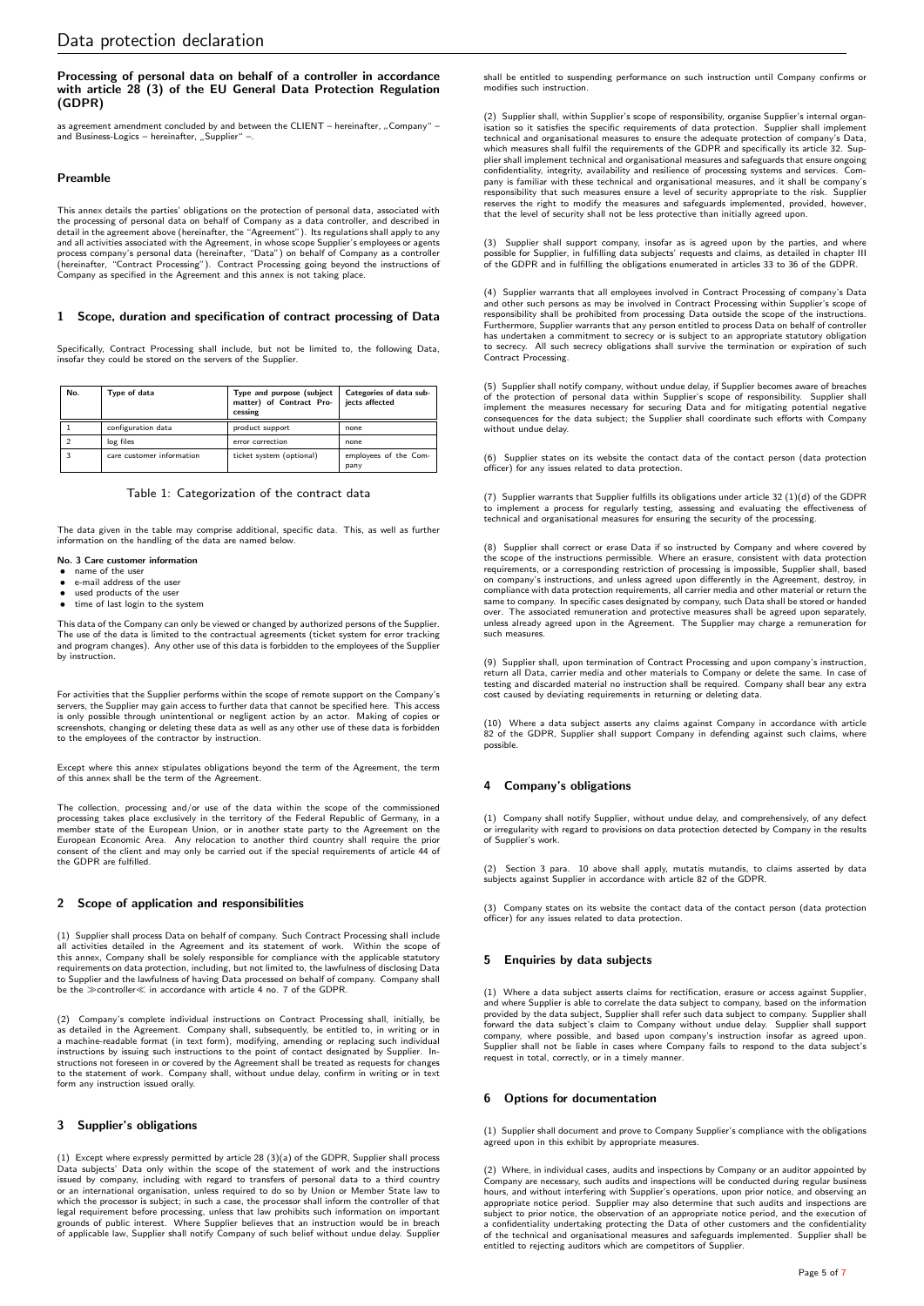# Data protection declaration

### Processing of personal data on behalf of a controller in accordance with article 28 (3) of the EU General Data Protection Regulation (GDPR)

as agreement amendment concluded by and between the CLIENT – hereinafter, „Company" – and Business-Logics – hereinafter, „Supplier" –.

### Preamble

This annex details the parties' obligations on the protection of personal data, associated with the processing of personal data on behalf of Company as a data controller, and described in detail in the agreement above (hereinafter, the "Agreement"). Its regulations shall apply to any and all activities associated with the Agreement, in whose scope Supplier's employees or agents process company's personal data (hereinafter, "Data") on behalf of Company as a controller (hereinafter, "Contract Processing"). Contract Processing going beyond the instructions of Company as specified in the Agreement and this annex is not taking place.

## 1 Scope, duration and specification of contract processing of Data

Specifically, Contract Processing shall include, but not be limited to, the following Data, insofar they could be stored on the servers of the Supplier.

| No. | Type of data | Type and purpose (subject matter) of Contract Processing | Categories of data subjects affected |
|---|---|---|---|
| 1 | configuration data | product support | none |
| 2 | log files | error correction | none |
| 3 | care customer information | ticket system (optional) | employees of the Company |

Table 1: Categorization of the contract data

The data given in the table may comprise additional, specific data. This, as well as further information on the handling of the data are named below.

**No. 3 Care customer information**

- name of the user
- e-mail address of the user
- used products of the user
- time of last login to the system

This data of the Company can only be viewed or changed by authorized persons of the Supplier. The use of the data is limited to the contractual agreements (ticket system for error tracking and program changes). Any other use of this data is forbidden to the employees of the Supplier by instruction.

For activities that the Supplier performs within the scope of remote support on the Company's servers, the Supplier may gain access to further data that cannot be specified here. This access is only possible through unintentional or negligent action by an actor. Making of copies or screenshots, changing or deleting these data as well as any other use of these data is forbidden to the employees of the contractor by instruction.

Except where this annex stipulates obligations beyond the term of the Agreement, the term of this annex shall be the term of the Agreement.

The collection, processing and/or use of the data within the scope of the commissioned processing takes place exclusively in the territory of the Federal Republic of Germany, in a member state of the European Union, or in another state party to the Agreement on the European Economic Area. Any relocation to another third country shall require the prior consent of the client and may only be carried out if the special requirements of article 44 of the GDPR are fulfilled.

## 2 Scope of application and responsibilities

(1) Supplier shall process Data on behalf of company. Such Contract Processing shall include all activities detailed in the Agreement and its statement of work. Within the scope of this annex, Company shall be solely responsible for compliance with the applicable statutory requirements on data protection, including, but not limited to, the lawfulness of disclosing Data to Supplier and the lawfulness of having Data processed on behalf of company. Company shall be the ≫controller≪ in accordance with article 4 no. 7 of the GDPR.

(2) Company's complete individual instructions on Contract Processing shall, initially, be as detailed in the Agreement. Company shall, subsequently, be entitled to, in writing or in a machine-readable format (in text form), modifying, amending or replacing such individual instructions by issuing such instructions to the point of contact designated by Supplier. Instructions not foreseen in or covered by the Agreement shall be treated as requests for changes to the statement of work. Company shall, without undue delay, confirm in writing or in text form any instruction issued orally.

## 3 Supplier's obligations

(1) Except where expressly permitted by article 28 (3)(a) of the GDPR, Supplier shall process Data subjects' Data only within the scope of the statement of work and the instructions issued by company, including with regard to transfers of personal data to a third country or an international organisation, unless required to do so by Union or Member State law to which the processor is subject; in such a case, the processor shall inform the controller of that legal requirement before processing, unless that law prohibits such information on important grounds of public interest. Where Supplier believes that an instruction would be in breach of applicable law, Supplier shall notify Company of such belief without undue delay. Supplier shall be entitled to suspending performance on such instruction until Company confirms or modifies such instruction.

(2) Supplier shall, within Supplier's scope of responsibility, organise Supplier's internal organisation so it satisfies the specific requirements of data protection. Supplier shall implement technical and organisational measures to ensure the adequate protection of company's Data, which measures shall fulfil the requirements of the GDPR and specifically its article 32. Supplier shall implement technical and organisational measures and safeguards that ensure ongoing confidentiality, integrity, availability and resilience of processing systems and services. Company is familiar with these technical and organisational measures, and it shall be company's responsibility that such measures ensure a level of security appropriate to the risk. Supplier reserves the right to modify the measures and safeguards implemented, provided, however, that the level of security shall not be less protective than initially agreed upon.

(3) Supplier shall support company, insofar as is agreed upon by the parties, and where possible for Supplier, in fulfilling data subjects' requests and claims, as detailed in chapter III of the GDPR and in fulfilling the obligations enumerated in articles 33 to 36 of the GDPR.

(4) Supplier warrants that all employees involved in Contract Processing of company's Data and other such persons as may be involved in Contract Processing within Supplier's scope of responsibility shall be prohibited from processing Data outside the scope of the instructions. Furthermore, Supplier warrants that any person entitled to process Data on behalf of controller has undertaken a commitment to secrecy or is subject to an appropriate statutory obligation to secrecy. All such secrecy obligations shall survive the termination or expiration of such Contract Processing.

(5) Supplier shall notify company, without undue delay, if Supplier becomes aware of breaches of the protection of personal data within Supplier's scope of responsibility. Supplier shall implement the measures necessary for securing Data and for mitigating potential negative consequences for the data subject; the Supplier shall coordinate such efforts with Company without undue delay.

(6) Supplier states on its website the contact data of the contact person (data protection officer) for any issues related to data protection.

(7) Supplier warrants that Supplier fulfills its obligations under article 32 (1)(d) of the GDPR to implement a process for regularly testing, assessing and evaluating the effectiveness of technical and organisational measures for ensuring the security of the processing.

(8) Supplier shall correct or erase Data if so instructed by Company and where covered by the scope of the instructions permissible. Where an erasure, consistent with data protection requirements, or a corresponding restriction of processing is impossible, Supplier shall, based on company's instructions, and unless agreed upon differently in the Agreement, destroy, in compliance with data protection requirements, all carrier media and other material or return the same to company. In specific cases designated by company, such Data shall be stored or handed over. The associated remuneration and protective measures shall be agreed upon separately, unless already agreed upon in the Agreement. The Supplier may charge a remuneration for such measures.

(9) Supplier shall, upon termination of Contract Processing and upon company's instruction, return all Data, carrier media and other materials to Company or delete the same. In case of testing and discarded material no instruction shall be required. Company shall bear any extra cost caused by deviating requirements in returning or deleting data.

(10) Where a data subject asserts any claims against Company in accordance with article 82 of the GDPR, Supplier shall support Company in defending against such claims, where possible.

## 4 Company's obligations

(1) Company shall notify Supplier, without undue delay, and comprehensively, of any defect or irregularity with regard to provisions on data protection detected by Company in the results of Supplier's work.

(2) Section 3 para. 10 above shall apply, mutatis mutandis, to claims asserted by data subjects against Supplier in accordance with article 82 of the GDPR.

(3) Company states on its website the contact data of the contact person (data protection officer) for any issues related to data protection.

## 5 Enquiries by data subjects

(1) Where a data subject asserts claims for rectification, erasure or access against Supplier, and where Supplier is able to correlate the data subject to company, based on the information provided by the data subject, Supplier shall refer such data subject to company. Supplier shall forward the data subject's claim to Company without undue delay. Supplier shall support company, where possible, and based upon company's instruction insofar as agreed upon. Supplier shall not be liable in cases where Company fails to respond to the data subject's request in total, correctly, or in a timely manner.

## 6 Options for documentation

(1) Supplier shall document and prove to Company Supplier's compliance with the obligations agreed upon in this exhibit by appropriate measures.

(2) Where, in individual cases, audits and inspections by Company or an auditor appointed by Company are necessary, such audits and inspections will be conducted during regular business hours, and without interfering with Supplier's operations, upon prior notice, and observing an appropriate notice period. Supplier may also determine that such audits and inspections are subject to prior notice, the observation of an appropriate notice period, and the execution of a confidentiality undertaking protecting the Data of other customers and the confidentiality of the technical and organisational measures and safeguards implemented. Supplier shall be entitled to rejecting auditors which are competitors of Supplier.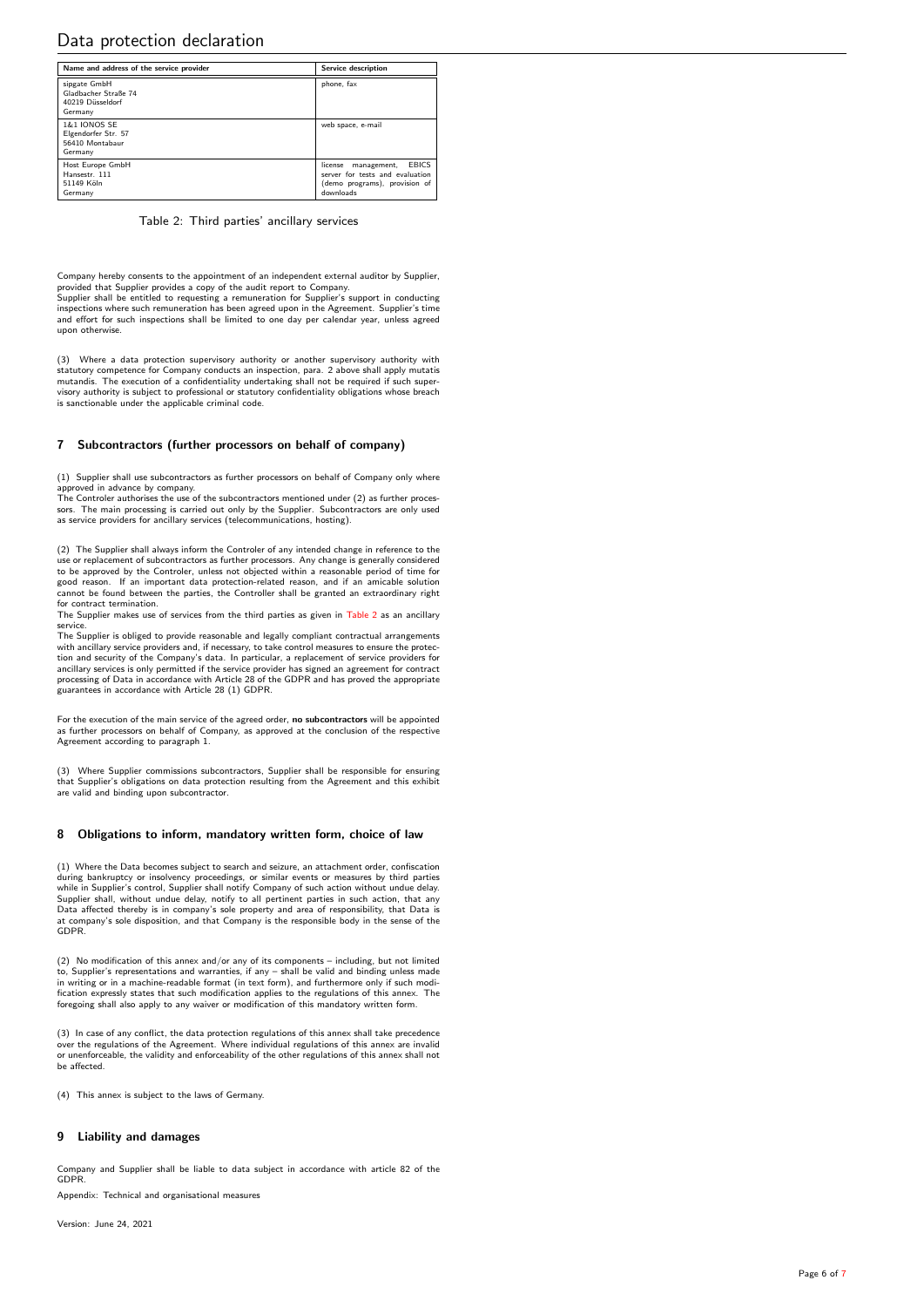# Data protection declaration

| Name and address of the service provider | Service description |
|---|---|
| sipgate GmbH<br>Gladbacher Straße 74<br>40219 Düsseldorf<br>Germany | phone, fax |
| 1&1 IONOS SE<br>Elgendorfer Str. 57<br>56410 Montabaur<br>Germany | web space, e-mail |
| Host Europe GmbH<br>Hansestr. 111<br>51149 Köln<br>Germany | license management, EBICS server for tests and evaluation (demo programs), provision of downloads |

Table 2: Third parties' ancillary services

Company hereby consents to the appointment of an independent external auditor by Supplier, provided that Supplier provides a copy of the audit report to Company.
Supplier shall be entitled to requesting a remuneration for Supplier's support in conducting inspections where such remuneration has been agreed upon in the Agreement. Supplier's time and effort for such inspections shall be limited to one day per calendar year, unless agreed upon otherwise.

(3) Where a data protection supervisory authority or another supervisory authority with statutory competence for Company conducts an inspection, para. 2 above shall apply mutatis mutandis. The execution of a confidentiality undertaking shall not be required if such supervisory authority is subject to professional or statutory confidentiality obligations whose breach is sanctionable under the applicable criminal code.

## 7 Subcontractors (further processors on behalf of company)

(1) Supplier shall use subcontractors as further processors on behalf of Company only where approved in advance by company.
The Controler authorises the use of the subcontractors mentioned under (2) as further processors. The main processing is carried out only by the Supplier. Subcontractors are only used as service providers for ancillary services (telecommunications, hosting).

(2) The Supplier shall always inform the Controler of any intended change in reference to the use or replacement of subcontractors as further processors. Any change is generally considered to be approved by the Controler, unless not objected within a reasonable period of time for good reason. If an important data protection-related reason, and if an amicable solution cannot be found between the parties, the Controller shall be granted an extraordinary right for contract termination.
The Supplier makes use of services from the third parties as given in Table 2 as an ancillary service.
The Supplier is obliged to provide reasonable and legally compliant contractual arrangements with ancillary service providers and, if necessary, to take control measures to ensure the protection and security of the Company's data. In particular, a replacement of service providers for ancillary services is only permitted if the service provider has signed an agreement for contract processing of Data in accordance with Article 28 of the GDPR and has proved the appropriate guarantees in accordance with Article 28 (1) GDPR.

For the execution of the main service of the agreed order, **no subcontractors** will be appointed as further processors on behalf of Company, as approved at the conclusion of the respective Agreement according to paragraph 1.

(3) Where Supplier commissions subcontractors, Supplier shall be responsible for ensuring that Supplier's obligations on data protection resulting from the Agreement and this exhibit are valid and binding upon subcontractor.

## 8 Obligations to inform, mandatory written form, choice of law

(1) Where the Data becomes subject to search and seizure, an attachment order, confiscation during bankruptcy or insolvency proceedings, or similar events or measures by third parties while in Supplier's control, Supplier shall notify Company of such action without undue delay. Supplier shall, without undue delay, notify to all pertinent parties in such action, that any Data affected thereby is in company's sole property and area of responsibility, that Data is at company's sole disposition, and that Company is the responsible body in the sense of the GDPR.

(2) No modification of this annex and/or any of its components – including, but not limited to, Supplier's representations and warranties, if any – shall be valid and binding unless made in writing or in a machine-readable format (in text form), and furthermore only if such modification expressly states that such modification applies to the regulations of this annex. The foregoing shall also apply to any waiver or modification of this mandatory written form.

(3) In case of any conflict, the data protection regulations of this annex shall take precedence over the regulations of the Agreement. Where individual regulations of this annex are invalid or unenforceable, the validity and enforceability of the other regulations of this annex shall not be affected.

(4) This annex is subject to the laws of Germany.

## 9 Liability and damages

Company and Supplier shall be liable to data subject in accordance with article 82 of the GDPR.

Appendix: Technical and organisational measures

Version: June 24, 2021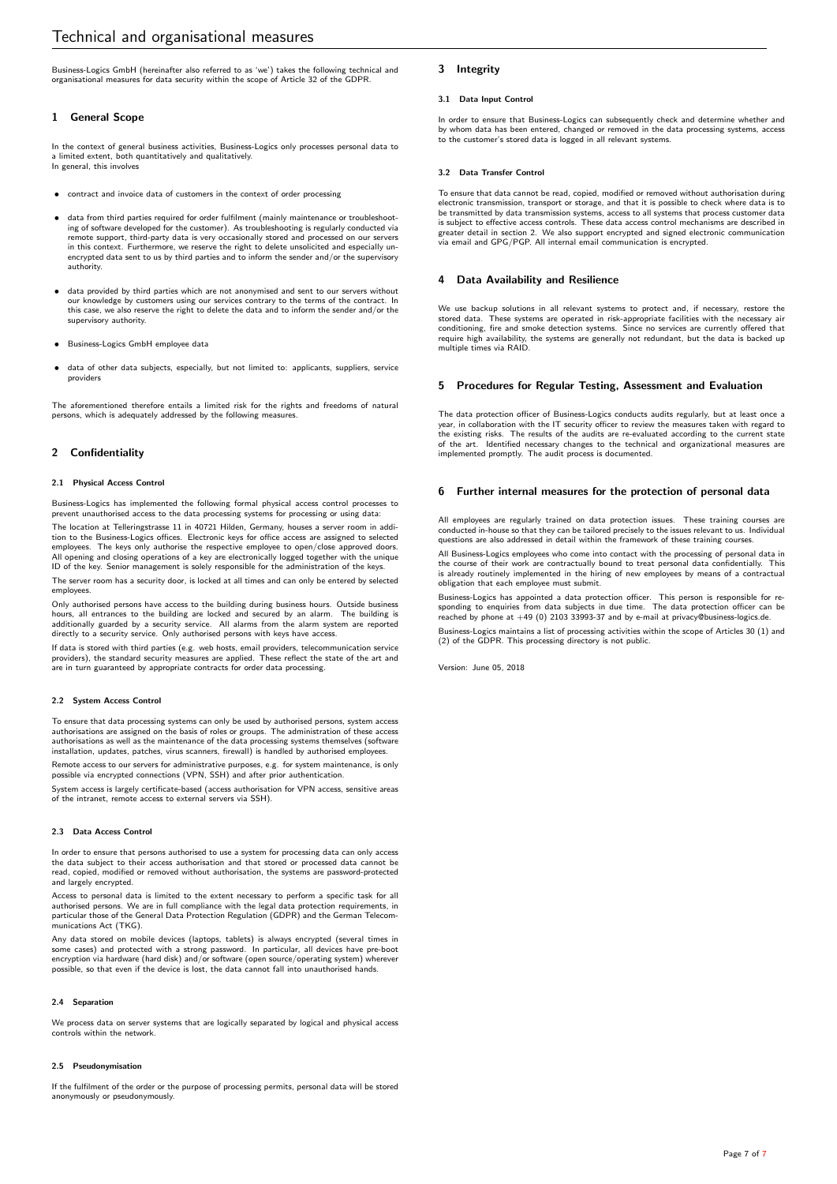# Technical and organisational measures

Business-Logics GmbH (hereinafter also referred to as 'we') takes the following technical and organisational measures for data security within the scope of Article 32 of the GDPR.

## 1 General Scope

In the context of general business activities, Business-Logics only processes personal data to a limited extent, both quantitatively and qualitatively.
In general, this involves

- contract and invoice data of customers in the context of order processing
- data from third parties required for order fulfilment (mainly maintenance or troubleshooting of software developed for the customer). As troubleshooting is regularly conducted via remote support, third-party data is very occasionally stored and processed on our servers in this context. Furthermore, we reserve the right to delete unsolicited and especially unencrypted data sent to us by third parties and to inform the sender and/or the supervisory authority.
- data provided by third parties which are not anonymised and sent to our servers without our knowledge by customers using our services contrary to the terms of the contract. In this case, we also reserve the right to delete the data and to inform the sender and/or the supervisory authority.
- Business-Logics GmbH employee data
- data of other data subjects, especially, but not limited to: applicants, suppliers, service providers

The aforementioned therefore entails a limited risk for the rights and freedoms of natural persons, which is adequately addressed by the following measures.

## 2 Confidentiality

### 2.1 Physical Access Control

Business-Logics has implemented the following formal physical access control processes to prevent unauthorised access to the data processing systems for processing or using data:

The location at Telleringstrasse 11 in 40721 Hilden, Germany, houses a server room in addition to the Business-Logics offices. Electronic keys for office access are assigned to selected employees. The keys only authorise the respective employee to open/close approved doors. All opening and closing operations of a key are electronically logged together with the unique ID of the key. Senior management is solely responsible for the administration of the keys.

The server room has a security door, is locked at all times and can only be entered by selected employees.

Only authorised persons have access to the building during business hours. Outside business hours, all entrances to the building are locked and secured by an alarm. The building is additionally guarded by a security service. All alarms from the alarm system are reported directly to a security service. Only authorised persons with keys have access.

If data is stored with third parties (e.g. web hosts, email providers, telecommunication service providers), the standard security measures are applied. These reflect the state of the art and are in turn guaranteed by appropriate contracts for order data processing.

### 2.2 System Access Control

To ensure that data processing systems can only be used by authorised persons, system access authorisations are assigned on the basis of roles or groups. The administration of these access authorisations as well as the maintenance of the data processing systems themselves (software installation, updates, patches, virus scanners, firewall) is handled by authorised employees.

Remote access to our servers for administrative purposes, e.g. for system maintenance, is only possible via encrypted connections (VPN, SSH) and after prior authentication.

System access is largely certificate-based (access authorisation for VPN access, sensitive areas of the intranet, remote access to external servers via SSH).

### 2.3 Data Access Control

In order to ensure that persons authorised to use a system for processing data can only access the data subject to their access authorisation and that stored or processed data cannot be read, copied, modified or removed without authorisation, the systems are password-protected and largely encrypted.

Access to personal data is limited to the extent necessary to perform a specific task for all authorised persons. We are in full compliance with the legal data protection requirements, in particular those of the General Data Protection Regulation (GDPR) and the German Telecommunications Act (TKG).

Any data stored on mobile devices (laptops, tablets) is always encrypted (several times in some cases) and protected with a strong password. In particular, all devices have pre-boot encryption via hardware (hard disk) and/or software (open source/operating system) wherever possible, so that even if the device is lost, the data cannot fall into unauthorised hands.

### 2.4 Separation

We process data on server systems that are logically separated by logical and physical access controls within the network.

### 2.5 Pseudonymisation

If the fulfilment of the order or the purpose of processing permits, personal data will be stored anonymously or pseudonymously.

## 3 Integrity

### 3.1 Data Input Control

In order to ensure that Business-Logics can subsequently check and determine whether and by whom data has been entered, changed or removed in the data processing systems, access to the customer's stored data is logged in all relevant systems.

### 3.2 Data Transfer Control

To ensure that data cannot be read, copied, modified or removed without authorisation during electronic transmission, transport or storage, and that it is possible to check where data is to be transmitted by data transmission systems, access to all systems that process customer data is subject to effective access controls. These data access control mechanisms are described in greater detail in section 2. We also support encrypted and signed electronic communication via email and GPG/PGP. All internal email communication is encrypted.

## 4 Data Availability and Resilience

We use backup solutions in all relevant systems to protect and, if necessary, restore the stored data. These systems are operated in risk-appropriate facilities with the necessary air conditioning, fire and smoke detection systems. Since no services are currently offered that require high availability, the systems are generally not redundant, but the data is backed up multiple times via RAID.

## 5 Procedures for Regular Testing, Assessment and Evaluation

The data protection officer of Business-Logics conducts audits regularly, but at least once a year, in collaboration with the IT security officer to review the measures taken with regard to the existing risks. The results of the audits are re-evaluated according to the current state of the art. Identified necessary changes to the technical and organizational measures are implemented promptly. The audit process is documented.

## 6 Further internal measures for the protection of personal data

All employees are regularly trained on data protection issues. These training courses are conducted in-house so that they can be tailored precisely to the issues relevant to us. Individual questions are also addressed in detail within the framework of these training courses.

All Business-Logics employees who come into contact with the processing of personal data in the course of their work are contractually bound to treat personal data confidentially. This is already routinely implemented in the hiring of new employees by means of a contractual obligation that each employee must submit.

Business-Logics has appointed a data protection officer. This person is responsible for responding to enquiries from data subjects in due time. The data protection officer can be reached by phone at +49 (0) 2103 33993-37 and by e-mail at privacy@business-logics.de.

Business-Logics maintains a list of processing activities within the scope of Articles 30 (1) and (2) of the GDPR. This processing directory is not public.

Version: June 05, 2018